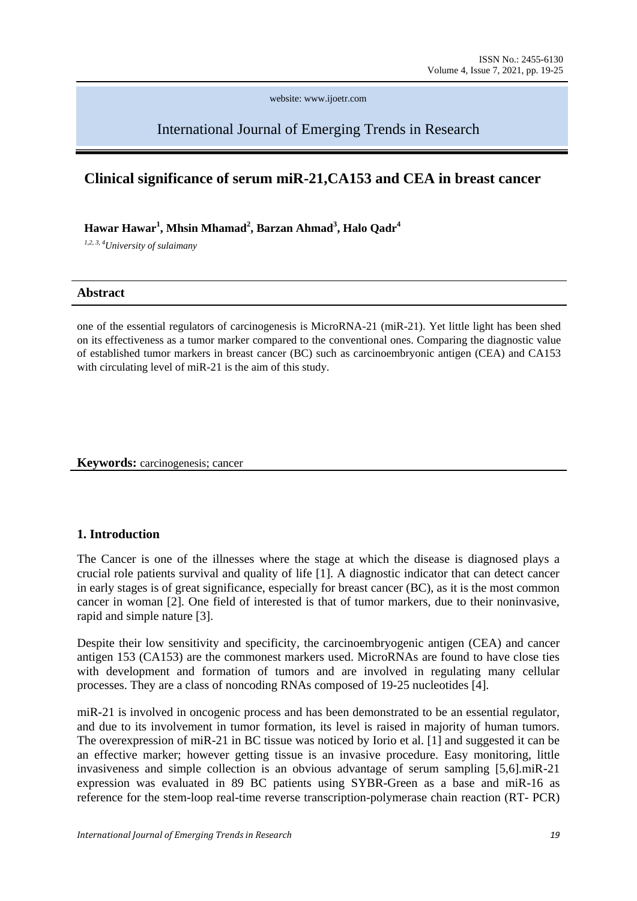International Journal of Emerging Trends in Research

# Clinical significance of serum miR-21,CA153 and CEA in breast cancer

**Hawar Hawar[1], Mhsin Mhamad[2], Barzan Ahmad[3], Halo Qadr[4]**

*[1,2,3,4]University of sulaimany*

## Abstract

one of the essential regulators of carcinogenesis is MicroRNA-21 (miR-21). Yet little light has been shed on its effectiveness as a tumor marker compared to the conventional ones. Comparing the diagnostic value of established tumor markers in breast cancer (BC) such as carcinoembryonic antigen (CEA) and CA153 with circulating level of miR-21 is the aim of this study.

**Keywords:** carcinogenesis; cancer

## 1. Introduction

The Cancer is one of the illnesses where the stage at which the disease is diagnosed plays a crucial role patients survival and quality of life [1]. A diagnostic indicator that can detect cancer in early stages is of great significance, especially for breast cancer (BC), as it is the most common cancer in woman [2]. One field of interested is that of tumor markers, due to their noninvasive, rapid and simple nature [3].

Despite their low sensitivity and specificity, the carcinoembryogenic antigen (CEA) and cancer antigen 153 (CA153) are the commonest markers used. MicroRNAs are found to have close ties with development and formation of tumors and are involved in regulating many cellular processes. They are a class of noncoding RNAs composed of 19-25 nucleotides [4].

miR-21 is involved in oncogenic process and has been demonstrated to be an essential regulator, and due to its involvement in tumor formation, its level is raised in majority of human tumors. The overexpression of miR-21 in BC tissue was noticed by Iorio et al. [1] and suggested it can be an effective marker; however getting tissue is an invasive procedure. Easy monitoring, little invasiveness and simple collection is an obvious advantage of serum sampling [5,6].miR-21 expression was evaluated in 89 BC patients using SYBR-Green as a base and miR-16 as reference for the stem-loop real-time reverse transcription-polymerase chain reaction (RT- PCR)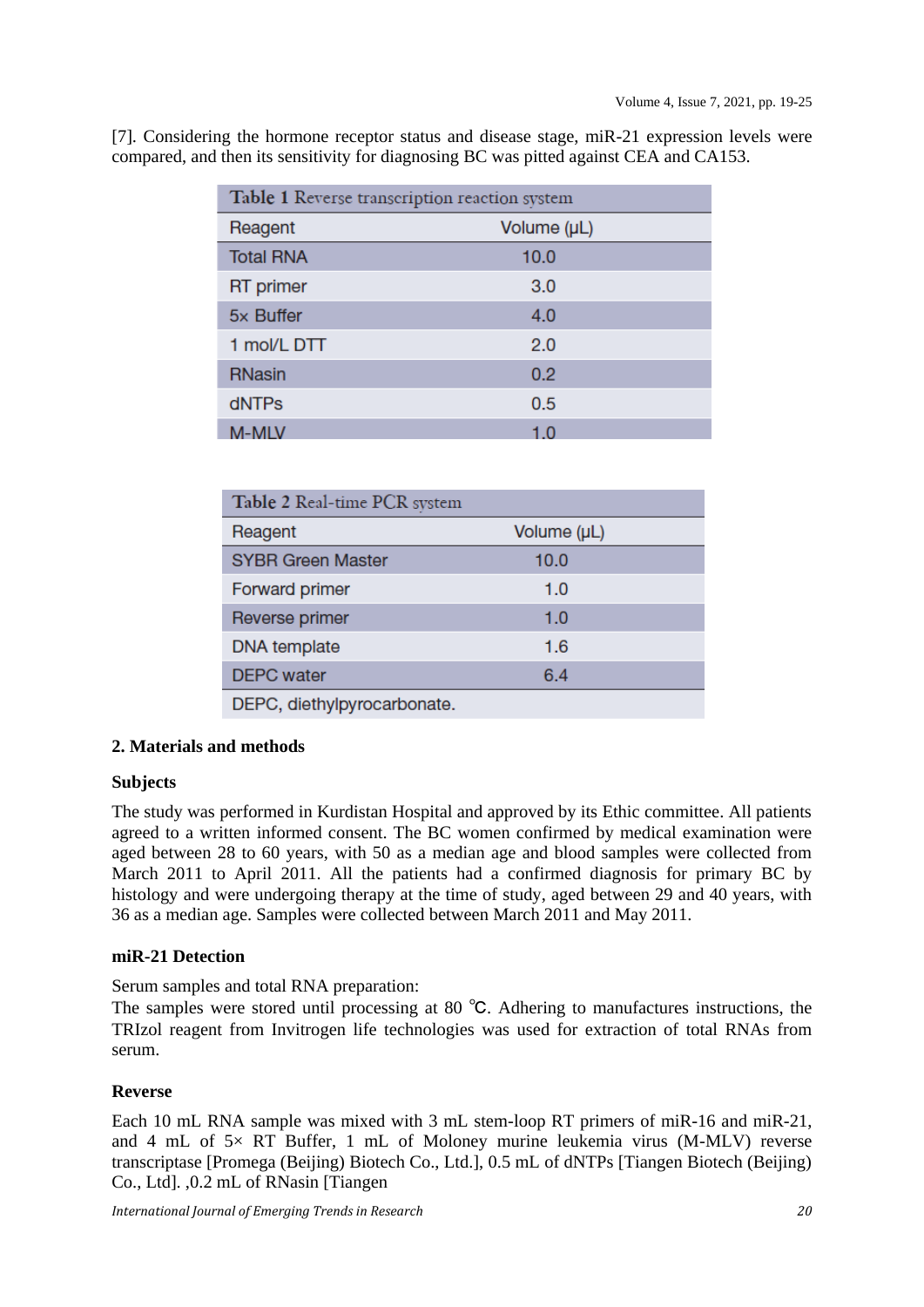[7]. Considering the hormone receptor status and disease stage, miR-21 expression levels were compared, and then its sensitivity for diagnosing BC was pitted against CEA and CA153.

**Table 1** Reverse transcription reaction system

| Reagent | Volume (μL) |
|---|---|
| Total RNA | 10.0 |
| RT primer | 3.0 |
| 5× Buffer | 4.0 |
| 1 mol/L DTT | 2.0 |
| RNasin | 0.2 |
| dNTPs | 0.5 |
| M-MLV | 1.0 |

**Table 2** Real-time PCR system

| Reagent | Volume (μL) |
|---|---|
| SYBR Green Master | 10.0 |
| Forward primer | 1.0 |
| Reverse primer | 1.0 |
| DNA template | 1.6 |
| DEPC water | 6.4 |

DEPC, diethylpyrocarbonate.

## 2. Materials and methods

### Subjects

The study was performed in Kurdistan Hospital and approved by its Ethic committee. All patients agreed to a written informed consent. The BC women confirmed by medical examination were aged between 28 to 60 years, with 50 as a median age and blood samples were collected from March 2011 to April 2011. All the patients had a confirmed diagnosis for primary BC by histology and were undergoing therapy at the time of study, aged between 29 and 40 years, with 36 as a median age. Samples were collected between March 2011 and May 2011.

### miR-21 Detection

Serum samples and total RNA preparation:

The samples were stored until processing at 80 ℃. Adhering to manufactures instructions, the TRIzol reagent from Invitrogen life technologies was used for extraction of total RNAs from serum.

### Reverse

Each 10 mL RNA sample was mixed with 3 mL stem-loop RT primers of miR-16 and miR-21, and 4 mL of 5× RT Buffer, 1 mL of Moloney murine leukemia virus (M-MLV) reverse transcriptase [Promega (Beijing) Biotech Co., Ltd.], 0.5 mL of dNTPs [Tiangen Biotech (Beijing) Co., Ltd]. ,0.2 mL of RNasin [Tiangen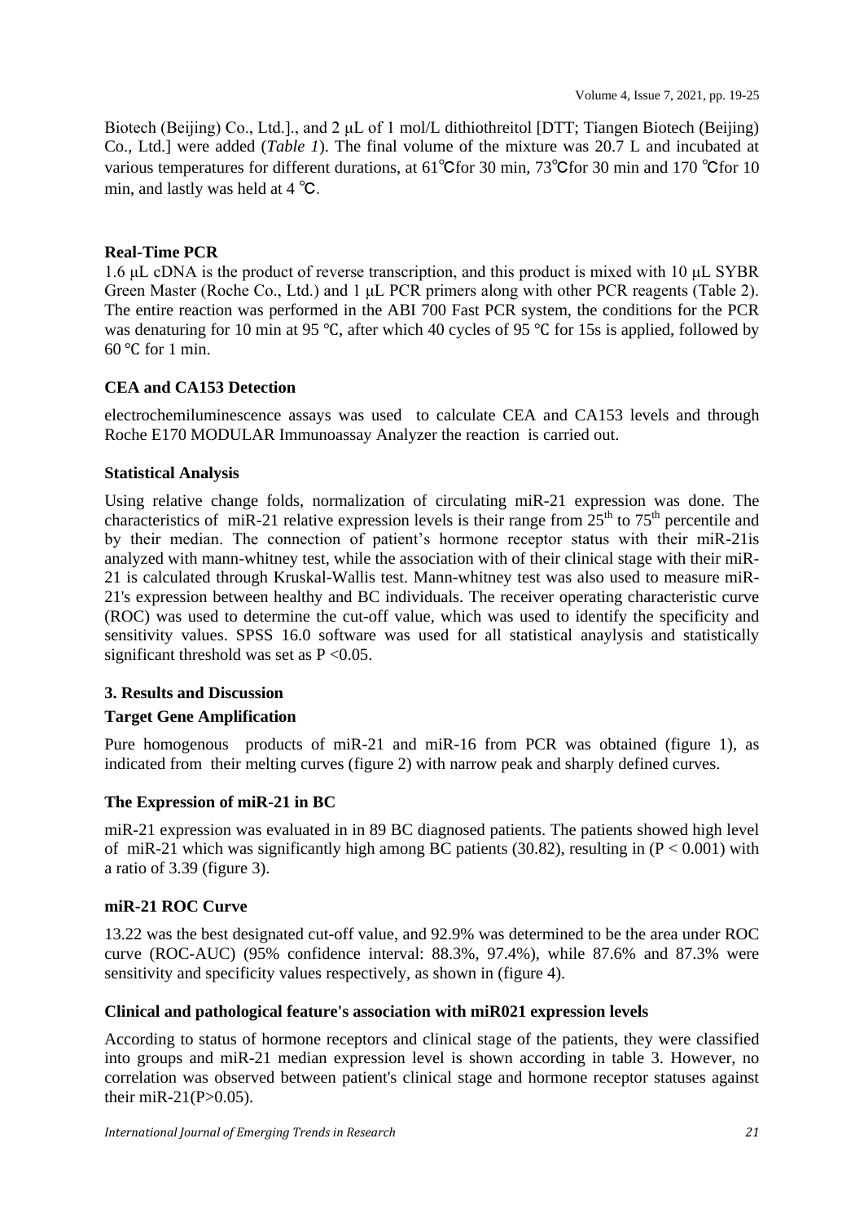Biotech (Beijing) Co., Ltd.]., and 2 μL of 1 mol/L dithiothreitol [DTT; Tiangen Biotech (Beijing) Co., Ltd.] were added (*Table 1*). The final volume of the mixture was 20.7 L and incubated at various temperatures for different durations, at 61℃for 30 min, 73℃for 30 min and 170 ℃for 10 min, and lastly was held at 4 ℃.

### Real-Time PCR

1.6 μL cDNA is the product of reverse transcription, and this product is mixed with 10 μL SYBR Green Master (Roche Co., Ltd.) and 1 μL PCR primers along with other PCR reagents (Table 2). The entire reaction was performed in the ABI 700 Fast PCR system, the conditions for the PCR was denaturing for 10 min at 95 ℃, after which 40 cycles of 95 ℃ for 15s is applied, followed by 60 ℃ for 1 min.

### CEA and CA153 Detection

electrochemiluminescence assays was used to calculate CEA and CA153 levels and through Roche E170 MODULAR Immunoassay Analyzer the reaction is carried out.

### Statistical Analysis

Using relative change folds, normalization of circulating miR-21 expression was done. The characteristics of miR-21 relative expression levels is their range from 25th to 75th percentile and by their median. The connection of patient's hormone receptor status with their miR-21is analyzed with mann-whitney test, while the association with of their clinical stage with their miR-21's is calculated through Kruskal-Wallis test. Mann-whitney test was also used to measure miR-21's expression between healthy and BC individuals. The receiver operating characteristic curve (ROC) was used to determine the cut-off value, which was used to identify the specificity and sensitivity values. SPSS 16.0 software was used for all statistical anaylysis and statistically significant threshold was set as $P < 0.05$.

## 3. Results and Discussion

### Target Gene Amplification

Pure homogenous products of miR-21 and miR-16 from PCR was obtained (figure 1), as indicated from their melting curves (figure 2) with narrow peak and sharply defined curves.

### The Expression of miR-21 in BC

miR-21 expression was evaluated in in 89 BC diagnosed patients. The patients showed high level of miR-21 which was significantly high among BC patients (30.82), resulting in ($P < 0.001$) with a ratio of 3.39 (figure 3).

### miR-21 ROC Curve

13.22 was the best designated cut-off value, and 92.9% was determined to be the area under ROC curve (ROC-AUC) (95% confidence interval: 88.3%, 97.4%), while 87.6% and 87.3% were sensitivity and specificity values respectively, as shown in (figure 4).

### Clinical and pathological feature's association with miR021 expression levels

According to status of hormone receptors and clinical stage of the patients, they were classified into groups and miR-21 median expression level is shown according in table 3. However, no correlation was observed between patient's clinical stage and hormone receptor statuses against their miR-21($P > 0.05$).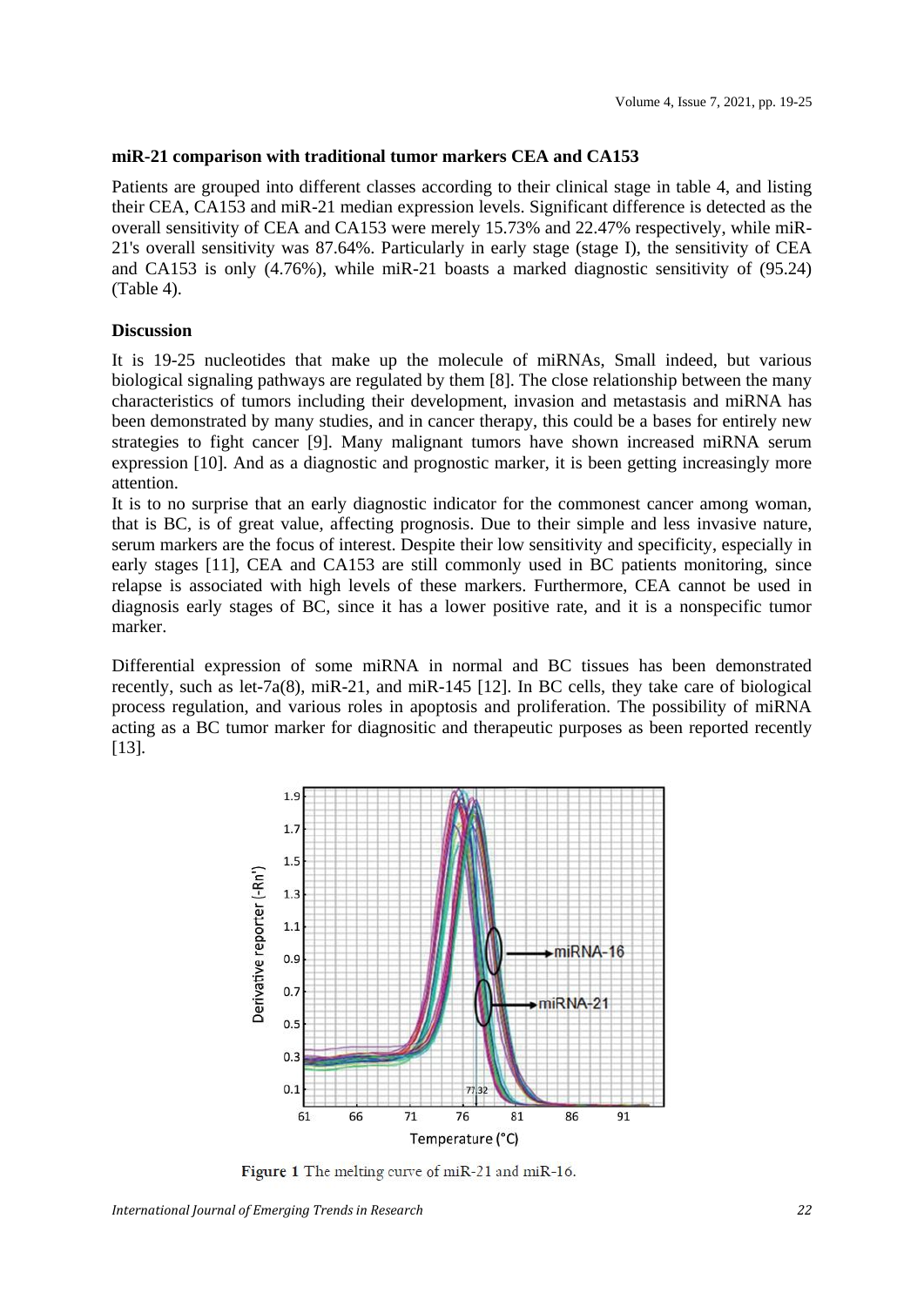**miR-21 comparison with traditional tumor markers CEA and CA153**

Patients are grouped into different classes according to their clinical stage in table 4, and listing their CEA, CA153 and miR-21 median expression levels. Significant difference is detected as the overall sensitivity of CEA and CA153 were merely 15.73% and 22.47% respectively, while miR-21's overall sensitivity was 87.64%. Particularly in early stage (stage I), the sensitivity of CEA and CA153 is only (4.76%), while miR-21 boasts a marked diagnostic sensitivity of (95.24) (Table 4).

**Discussion**

It is 19-25 nucleotides that make up the molecule of miRNAs, Small indeed, but various biological signaling pathways are regulated by them [8]. The close relationship between the many characteristics of tumors including their development, invasion and metastasis and miRNA has been demonstrated by many studies, and in cancer therapy, this could be a bases for entirely new strategies to fight cancer [9]. Many malignant tumors have shown increased miRNA serum expression [10]. And as a diagnostic and prognostic marker, it is been getting increasingly more attention.

It is to no surprise that an early diagnostic indicator for the commonest cancer among woman, that is BC, is of great value, affecting prognosis. Due to their simple and less invasive nature, serum markers are the focus of interest. Despite their low sensitivity and specificity, especially in early stages [11], CEA and CA153 are still commonly used in BC patients monitoring, since relapse is associated with high levels of these markers. Furthermore, CEA cannot be used in diagnosis early stages of BC, since it has a lower positive rate, and it is a nonspecific tumor marker.

Differential expression of some miRNA in normal and BC tissues has been demonstrated recently, such as let-7a(8), miR-21, and miR-145 [12]. In BC cells, they take care of biological process regulation, and various roles in apoptosis and proliferation. The possibility of miRNA acting as a BC tumor marker for diagnositic and therapeutic purposes as been reported recently [13].

**Figure 1** The melting curve of miR-21 and miR-16.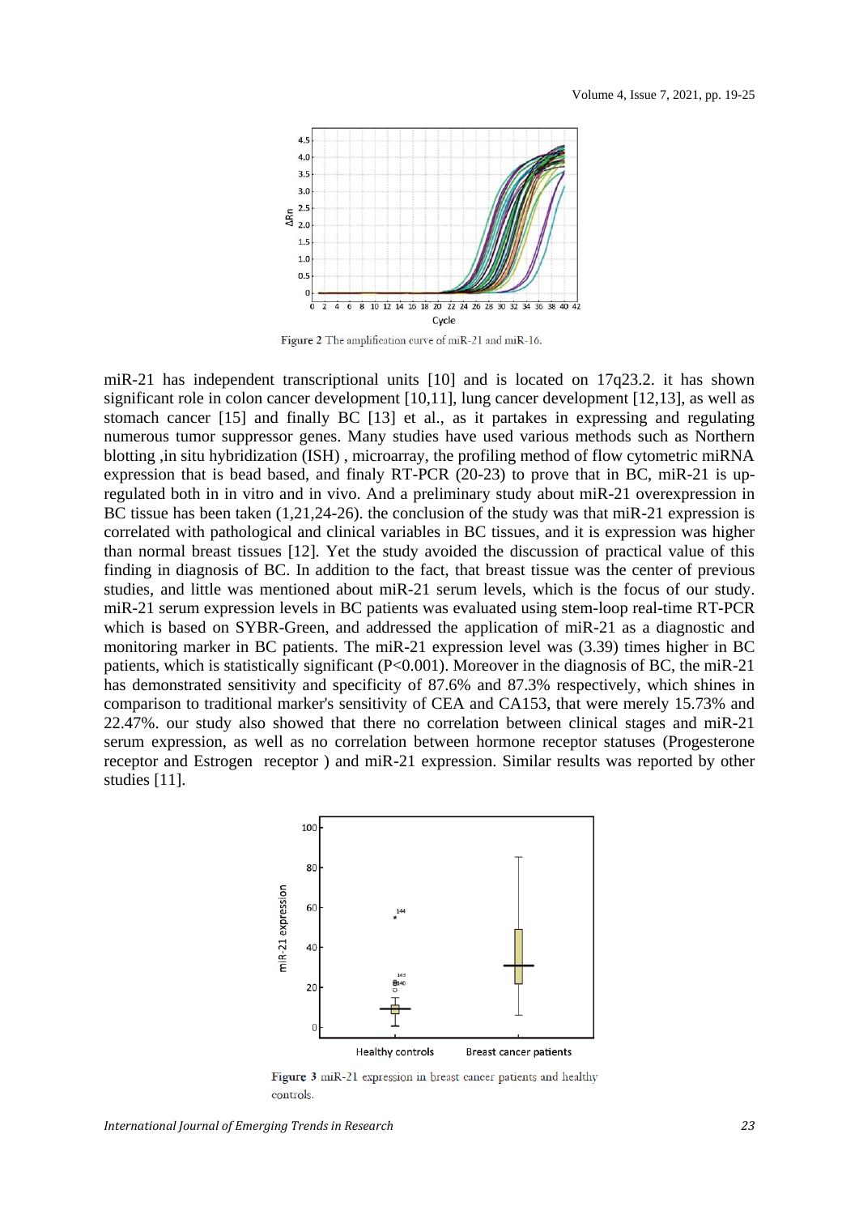Figure 2 The amplification curve of miR-21 and miR-16.

miR-21 has independent transcriptional units [10] and is located on 17q23.2. it has shown significant role in colon cancer development [10,11], lung cancer development [12,13], as well as stomach cancer [15] and finally BC [13] et al., as it partakes in expressing and regulating numerous tumor suppressor genes. Many studies have used various methods such as Northern blotting ,in situ hybridization (ISH) , microarray, the profiling method of flow cytometric miRNA expression that is bead based, and finaly RT-PCR (20-23) to prove that in BC, miR-21 is up-regulated both in in vitro and in vivo. And a preliminary study about miR-21 overexpression in BC tissue has been taken (1,21,24-26). the conclusion of the study was that miR-21 expression is correlated with pathological and clinical variables in BC tissues, and it is expression was higher than normal breast tissues [12]. Yet the study avoided the discussion of practical value of this finding in diagnosis of BC. In addition to the fact, that breast tissue was the center of previous studies, and little was mentioned about miR-21 serum levels, which is the focus of our study. miR-21 serum expression levels in BC patients was evaluated using stem-loop real-time RT-PCR which is based on SYBR-Green, and addressed the application of miR-21 as a diagnostic and monitoring marker in BC patients. The miR-21 expression level was (3.39) times higher in BC patients, which is statistically significant ($P<0.001$). Moreover in the diagnosis of BC, the miR-21 has demonstrated sensitivity and specificity of 87.6% and 87.3% respectively, which shines in comparison to traditional marker's sensitivity of CEA and CA153, that were merely 15.73% and 22.47%. our study also showed that there no correlation between clinical stages and miR-21 serum expression, as well as no correlation between hormone receptor statuses (Progesterone receptor and Estrogen receptor ) and miR-21 expression. Similar results was reported by other studies [11].

Figure 3 miR-21 expression in breast cancer patients and healthy controls.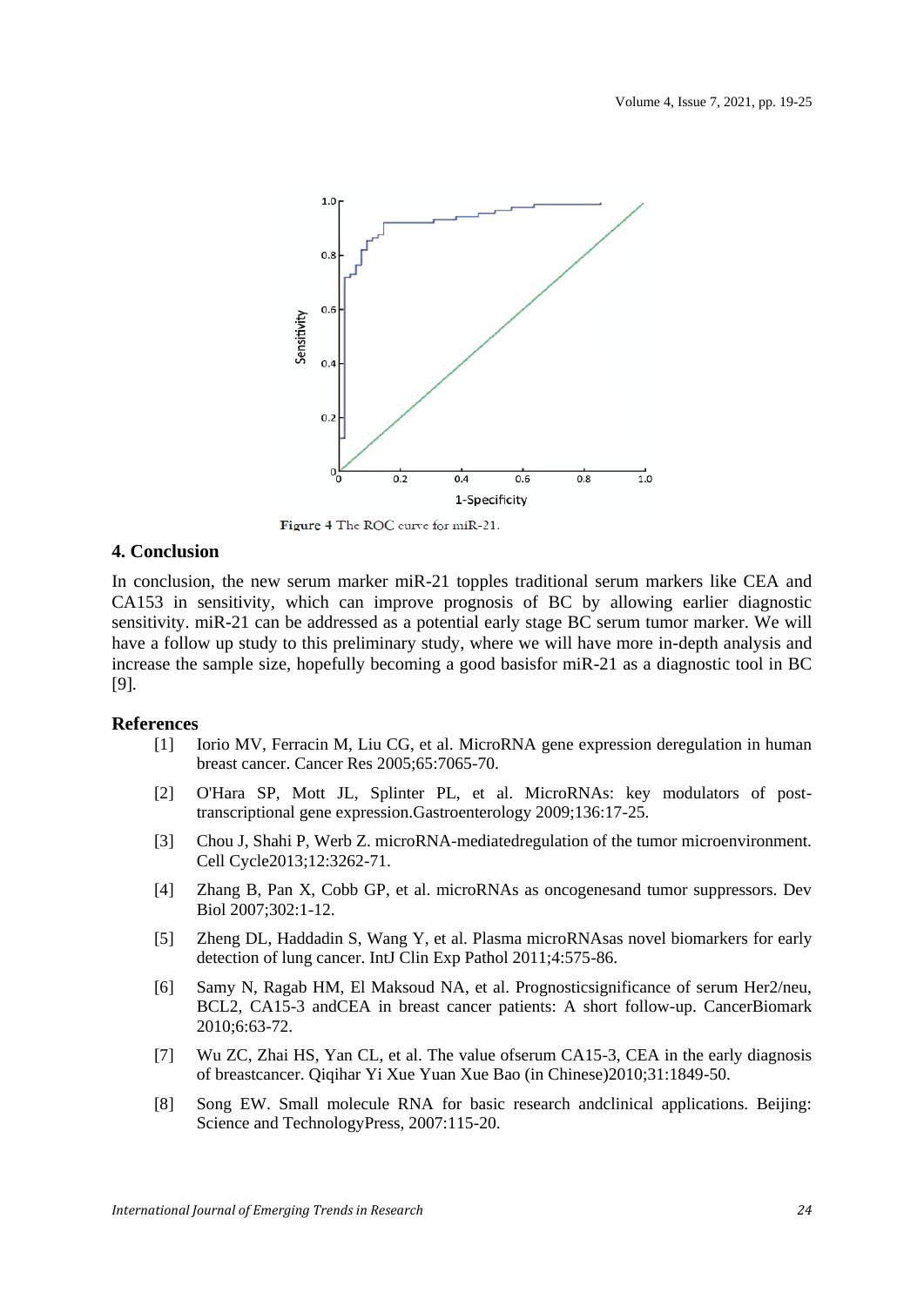Figure 4 The ROC curve for miR-21.

## 4. Conclusion

In conclusion, the new serum marker miR-21 topples traditional serum markers like CEA and CA153 in sensitivity, which can improve prognosis of BC by allowing earlier diagnostic sensitivity. miR-21 can be addressed as a potential early stage BC serum tumor marker. We will have a follow up study to this preliminary study, where we will have more in-depth analysis and increase the sample size, hopefully becoming a good basisfor miR-21 as a diagnostic tool in BC [9].

## References

[1] Iorio MV, Ferracin M, Liu CG, et al. MicroRNA gene expression deregulation in human breast cancer. Cancer Res 2005;65:7065-70.

[2] O'Hara SP, Mott JL, Splinter PL, et al. MicroRNAs: key modulators of post-transcriptional gene expression.Gastroenterology 2009;136:17-25.

[3] Chou J, Shahi P, Werb Z. microRNA-mediatedregulation of the tumor microenvironment. Cell Cycle2013;12:3262-71.

[4] Zhang B, Pan X, Cobb GP, et al. microRNAs as oncogenesand tumor suppressors. Dev Biol 2007;302:1-12.

[5] Zheng DL, Haddadin S, Wang Y, et al. Plasma microRNAsas novel biomarkers for early detection of lung cancer. IntJ Clin Exp Pathol 2011;4:575-86.

[6] Samy N, Ragab HM, El Maksoud NA, et al. Prognosticsignificance of serum Her2/neu, BCL2, CA15-3 andCEA in breast cancer patients: A short follow-up. CancerBiomark 2010;6:63-72.

[7] Wu ZC, Zhai HS, Yan CL, et al. The value ofserum CA15-3, CEA in the early diagnosis of breastcancer. Qiqihar Yi Xue Yuan Xue Bao (in Chinese)2010;31:1849-50.

[8] Song EW. Small molecule RNA for basic research andclinical applications. Beijing: Science and TechnologyPress, 2007:115-20.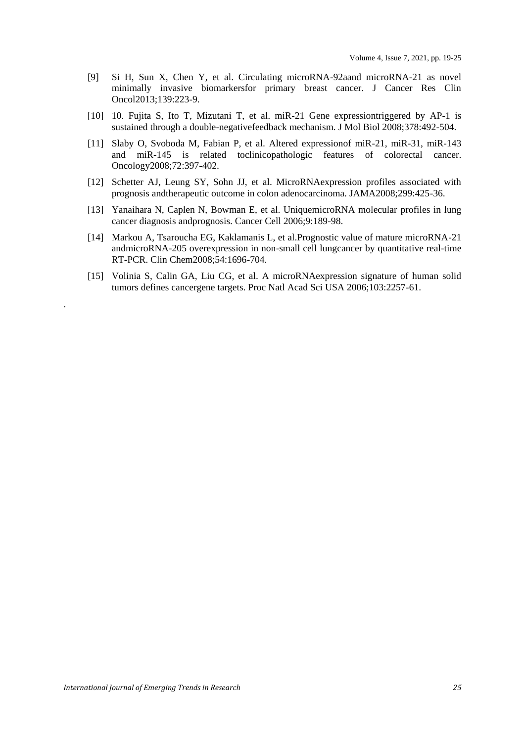[9] Si H, Sun X, Chen Y, et al. Circulating microRNA-92aand microRNA-21 as novel minimally invasive biomarkersfor primary breast cancer. J Cancer Res Clin Oncol2013;139:223-9.

[10] 10. Fujita S, Ito T, Mizutani T, et al. miR-21 Gene expressiontriggered by AP-1 is sustained through a double-negativefeedback mechanism. J Mol Biol 2008;378:492-504.

[11] Slaby O, Svoboda M, Fabian P, et al. Altered expressionof miR-21, miR-31, miR-143 and miR-145 is related toclinicopathologic features of colorectal cancer. Oncology2008;72:397-402.

[12] Schetter AJ, Leung SY, Sohn JJ, et al. MicroRNAexpression profiles associated with prognosis andtherapeutic outcome in colon adenocarcinoma. JAMA2008;299:425-36.

[13] Yanaihara N, Caplen N, Bowman E, et al. UniquemicroRNA molecular profiles in lung cancer diagnosis andprognosis. Cancer Cell 2006;9:189-98.

[14] Markou A, Tsaroucha EG, Kaklamanis L, et al.Prognostic value of mature microRNA-21 andmicroRNA-205 overexpression in non-small cell lungcancer by quantitative real-time RT-PCR. Clin Chem2008;54:1696-704.

[15] Volinia S, Calin GA, Liu CG, et al. A microRNAexpression signature of human solid tumors defines cancergene targets. Proc Natl Acad Sci USA 2006;103:2257-61.

.